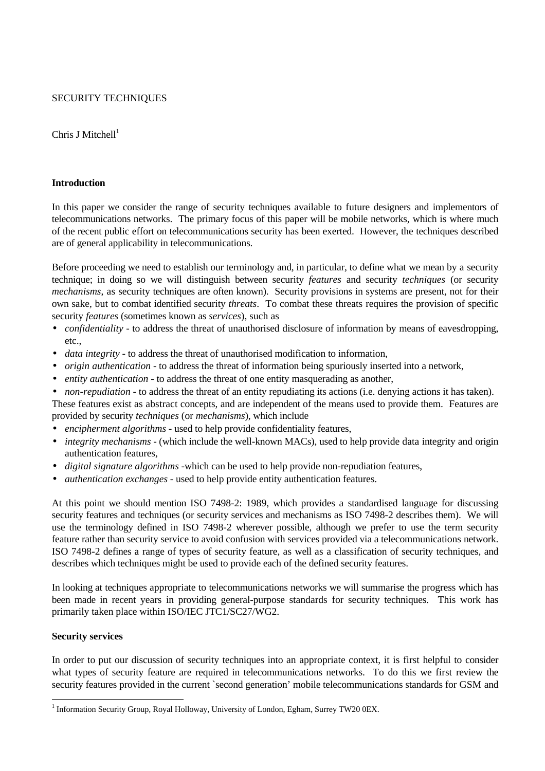SECURITY TECHNIQUES

Chris J Mitchell[1]

**Introduction**

In this paper we consider the range of security techniques available to future designers and implementors of telecommunications networks. The primary focus of this paper will be mobile networks, which is where much of the recent public effort on telecommunications security has been exerted. However, the techniques described are of general applicability in telecommunications.

Before proceeding we need to establish our terminology and, in particular, to define what we mean by a security technique; in doing so we will distinguish between security *features* and security *techniques* (or security *mechanisms*, as security techniques are often known). Security provisions in systems are present, not for their own sake, but to combat identified security *threats*. To combat these threats requires the provision of specific security *features* (sometimes known as *services*), such as

- *confidentiality* - to address the threat of unauthorised disclosure of information by means of eavesdropping, etc.,
- *data integrity* - to address the threat of unauthorised modification to information,
- *origin authentication* - to address the threat of information being spuriously inserted into a network,
- *entity authentication* - to address the threat of one entity masquerading as another,
- *non-repudiation* - to address the threat of an entity repudiating its actions (i.e. denying actions it has taken).

These features exist as abstract concepts, and are independent of the means used to provide them. Features are provided by security *techniques* (or *mechanisms*), which include

- *encipherment algorithms* - used to help provide confidentiality features,
- *integrity mechanisms* - (which include the well-known MACs), used to help provide data integrity and origin authentication features,
- *digital signature algorithms* -which can be used to help provide non-repudiation features,
- *authentication exchanges* - used to help provide entity authentication features.

At this point we should mention ISO 7498-2: 1989, which provides a standardised language for discussing security features and techniques (or security services and mechanisms as ISO 7498-2 describes them). We will use the terminology defined in ISO 7498-2 wherever possible, although we prefer to use the term security feature rather than security service to avoid confusion with services provided via a telecommunications network. ISO 7498-2 defines a range of types of security feature, as well as a classification of security techniques, and describes which techniques might be used to provide each of the defined security features.

In looking at techniques appropriate to telecommunications networks we will summarise the progress which has been made in recent years in providing general-purpose standards for security techniques. This work has primarily taken place within ISO/IEC JTC1/SC27/WG2.

**Security services**

In order to put our discussion of security techniques into an appropriate context, it is first helpful to consider what types of security feature are required in telecommunications networks. To do this we first review the security features provided in the current `second generation' mobile telecommunications standards for GSM and

[1] Information Security Group, Royal Holloway, University of London, Egham, Surrey TW20 0EX.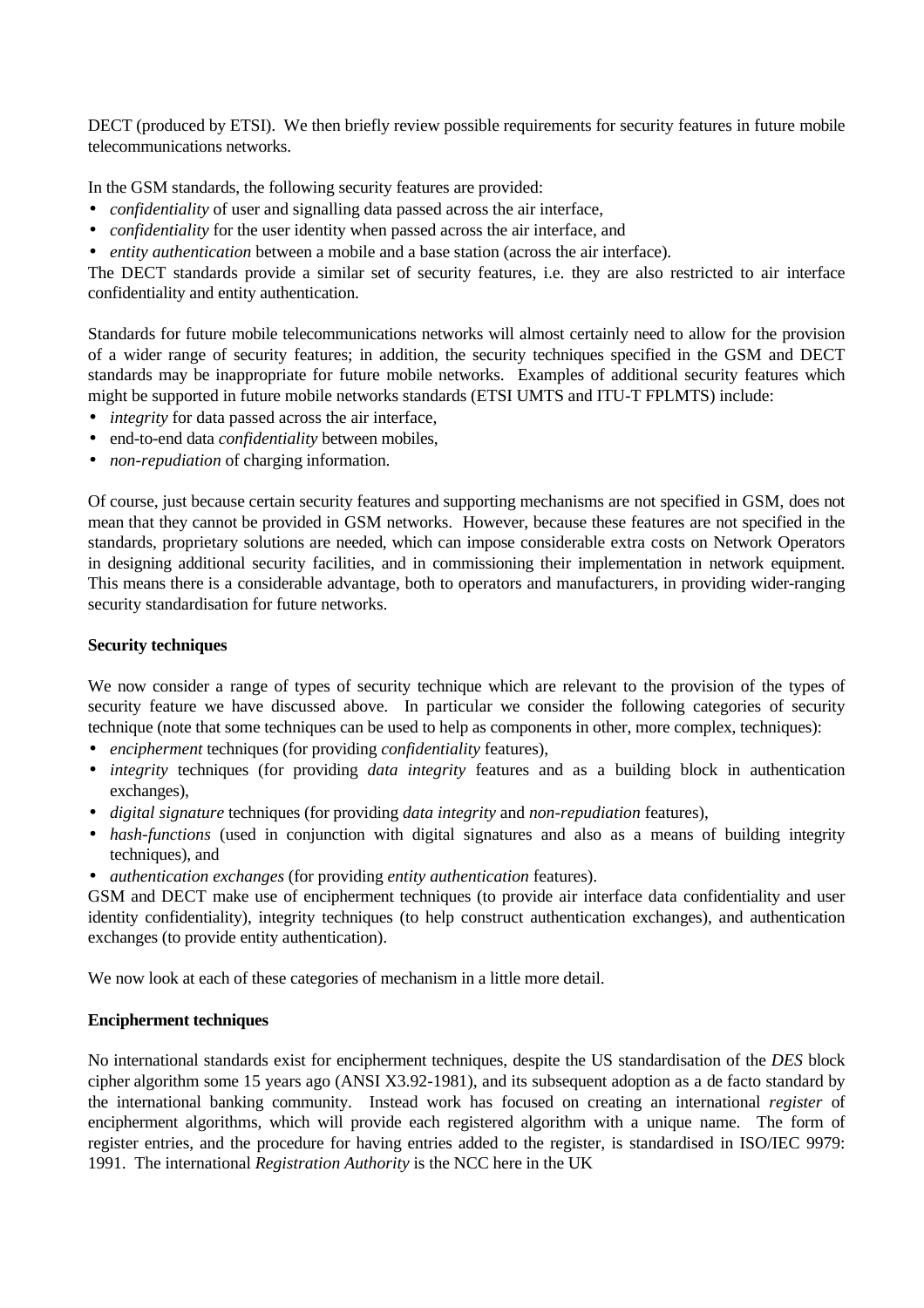DECT (produced by ETSI). We then briefly review possible requirements for security features in future mobile telecommunications networks.

In the GSM standards, the following security features are provided:

- *confidentiality* of user and signalling data passed across the air interface,
- *confidentiality* for the user identity when passed across the air interface, and
- *entity authentication* between a mobile and a base station (across the air interface).

The DECT standards provide a similar set of security features, i.e. they are also restricted to air interface confidentiality and entity authentication.

Standards for future mobile telecommunications networks will almost certainly need to allow for the provision of a wider range of security features; in addition, the security techniques specified in the GSM and DECT standards may be inappropriate for future mobile networks. Examples of additional security features which might be supported in future mobile networks standards (ETSI UMTS and ITU-T FPLMTS) include:

- *integrity* for data passed across the air interface,
- end-to-end data *confidentiality* between mobiles,
- *non-repudiation* of charging information.

Of course, just because certain security features and supporting mechanisms are not specified in GSM, does not mean that they cannot be provided in GSM networks. However, because these features are not specified in the standards, proprietary solutions are needed, which can impose considerable extra costs on Network Operators in designing additional security facilities, and in commissioning their implementation in network equipment. This means there is a considerable advantage, both to operators and manufacturers, in providing wider-ranging security standardisation for future networks.

**Security techniques**

We now consider a range of types of security technique which are relevant to the provision of the types of security feature we have discussed above. In particular we consider the following categories of security technique (note that some techniques can be used to help as components in other, more complex, techniques):

- *encipherment* techniques (for providing *confidentiality* features),
- *integrity* techniques (for providing *data integrity* features and as a building block in authentication exchanges),
- *digital signature* techniques (for providing *data integrity* and *non-repudiation* features),
- *hash-functions* (used in conjunction with digital signatures and also as a means of building integrity techniques), and
- *authentication exchanges* (for providing *entity authentication* features).

GSM and DECT make use of encipherment techniques (to provide air interface data confidentiality and user identity confidentiality), integrity techniques (to help construct authentication exchanges), and authentication exchanges (to provide entity authentication).

We now look at each of these categories of mechanism in a little more detail.

**Encipherment techniques**

No international standards exist for encipherment techniques, despite the US standardisation of the *DES* block cipher algorithm some 15 years ago (ANSI X3.92-1981), and its subsequent adoption as a de facto standard by the international banking community. Instead work has focused on creating an international *register* of encipherment algorithms, which will provide each registered algorithm with a unique name. The form of register entries, and the procedure for having entries added to the register, is standardised in ISO/IEC 9979: 1991. The international *Registration Authority* is the NCC here in the UK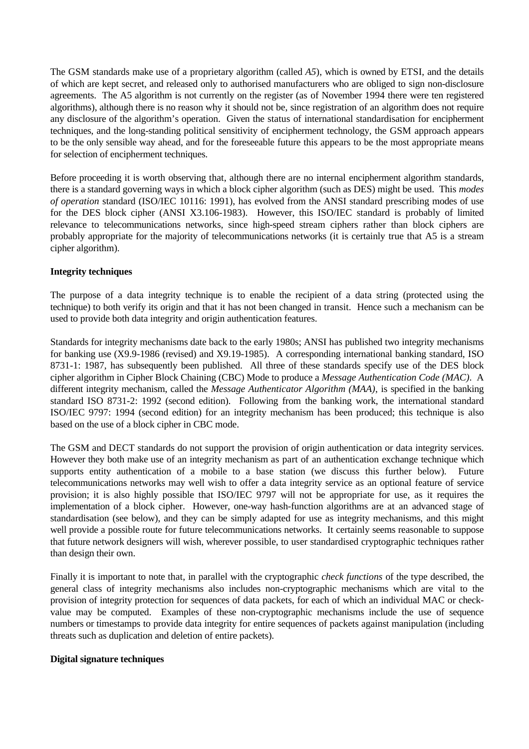The GSM standards make use of a proprietary algorithm (called *A5*), which is owned by ETSI, and the details of which are kept secret, and released only to authorised manufacturers who are obliged to sign non-disclosure agreements. The A5 algorithm is not currently on the register (as of November 1994 there were ten registered algorithms), although there is no reason why it should not be, since registration of an algorithm does not require any disclosure of the algorithm's operation. Given the status of international standardisation for encipherment techniques, and the long-standing political sensitivity of encipherment technology, the GSM approach appears to be the only sensible way ahead, and for the foreseeable future this appears to be the most appropriate means for selection of encipherment techniques.

Before proceeding it is worth observing that, although there are no internal encipherment algorithm standards, there is a standard governing ways in which a block cipher algorithm (such as DES) might be used. This *modes of operation* standard (ISO/IEC 10116: 1991), has evolved from the ANSI standard prescribing modes of use for the DES block cipher (ANSI X3.106-1983). However, this ISO/IEC standard is probably of limited relevance to telecommunications networks, since high-speed stream ciphers rather than block ciphers are probably appropriate for the majority of telecommunications networks (it is certainly true that A5 is a stream cipher algorithm).

**Integrity techniques**

The purpose of a data integrity technique is to enable the recipient of a data string (protected using the technique) to both verify its origin and that it has not been changed in transit. Hence such a mechanism can be used to provide both data integrity and origin authentication features.

Standards for integrity mechanisms date back to the early 1980s; ANSI has published two integrity mechanisms for banking use (X9.9-1986 (revised) and X9.19-1985). A corresponding international banking standard, ISO 8731-1: 1987, has subsequently been published. All three of these standards specify use of the DES block cipher algorithm in Cipher Block Chaining (CBC) Mode to produce a *Message Authentication Code (MAC)*. A different integrity mechanism, called the *Message Authenticator Algorithm (MAA)*, is specified in the banking standard ISO 8731-2: 1992 (second edition). Following from the banking work, the international standard ISO/IEC 9797: 1994 (second edition) for an integrity mechanism has been produced; this technique is also based on the use of a block cipher in CBC mode.

The GSM and DECT standards do not support the provision of origin authentication or data integrity services. However they both make use of an integrity mechanism as part of an authentication exchange technique which supports entity authentication of a mobile to a base station (we discuss this further below). Future telecommunications networks may well wish to offer a data integrity service as an optional feature of service provision; it is also highly possible that ISO/IEC 9797 will not be appropriate for use, as it requires the implementation of a block cipher. However, one-way hash-function algorithms are at an advanced stage of standardisation (see below), and they can be simply adapted for use as integrity mechanisms, and this might well provide a possible route for future telecommunications networks. It certainly seems reasonable to suppose that future network designers will wish, wherever possible, to user standardised cryptographic techniques rather than design their own.

Finally it is important to note that, in parallel with the cryptographic *check functions* of the type described, the general class of integrity mechanisms also includes non-cryptographic mechanisms which are vital to the provision of integrity protection for sequences of data packets, for each of which an individual MAC or check-value may be computed. Examples of these non-cryptographic mechanisms include the use of sequence numbers or timestamps to provide data integrity for entire sequences of packets against manipulation (including threats such as duplication and deletion of entire packets).

**Digital signature techniques**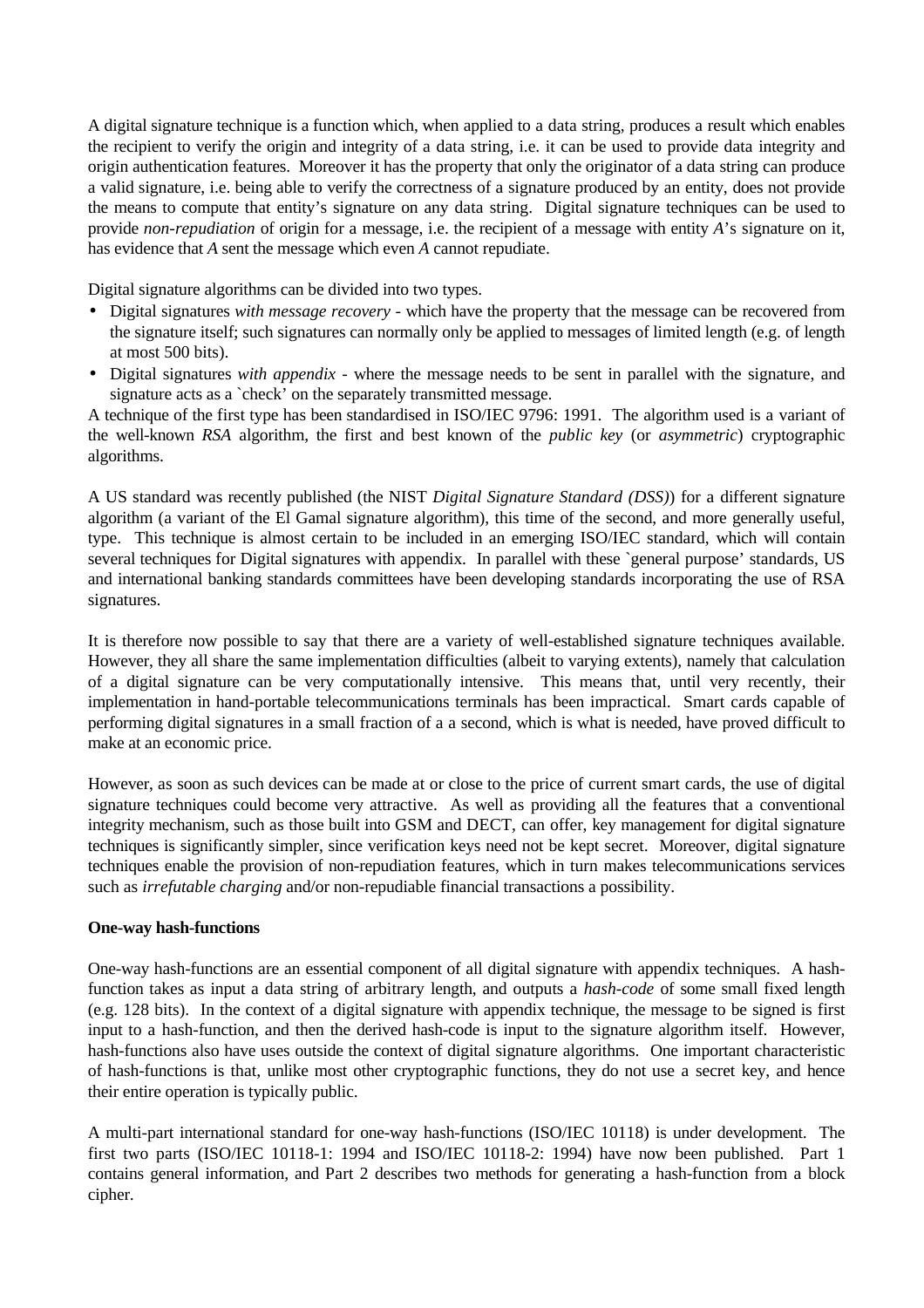A digital signature technique is a function which, when applied to a data string, produces a result which enables the recipient to verify the origin and integrity of a data string, i.e. it can be used to provide data integrity and origin authentication features. Moreover it has the property that only the originator of a data string can produce a valid signature, i.e. being able to verify the correctness of a signature produced by an entity, does not provide the means to compute that entity's signature on any data string. Digital signature techniques can be used to provide *non-repudiation* of origin for a message, i.e. the recipient of a message with entity *A*'s signature on it, has evidence that *A* sent the message which even *A* cannot repudiate.

Digital signature algorithms can be divided into two types.

- Digital signatures *with message recovery* - which have the property that the message can be recovered from the signature itself; such signatures can normally only be applied to messages of limited length (e.g. of length at most 500 bits).
- Digital signatures *with appendix* - where the message needs to be sent in parallel with the signature, and signature acts as a `check' on the separately transmitted message.

A technique of the first type has been standardised in ISO/IEC 9796: 1991. The algorithm used is a variant of the well-known *RSA* algorithm, the first and best known of the *public key* (or *asymmetric*) cryptographic algorithms.

A US standard was recently published (the NIST *Digital Signature Standard (DSS)*) for a different signature algorithm (a variant of the El Gamal signature algorithm), this time of the second, and more generally useful, type. This technique is almost certain to be included in an emerging ISO/IEC standard, which will contain several techniques for Digital signatures with appendix. In parallel with these `general purpose' standards, US and international banking standards committees have been developing standards incorporating the use of RSA signatures.

It is therefore now possible to say that there are a variety of well-established signature techniques available. However, they all share the same implementation difficulties (albeit to varying extents), namely that calculation of a digital signature can be very computationally intensive. This means that, until very recently, their implementation in hand-portable telecommunications terminals has been impractical. Smart cards capable of performing digital signatures in a small fraction of a a second, which is what is needed, have proved difficult to make at an economic price.

However, as soon as such devices can be made at or close to the price of current smart cards, the use of digital signature techniques could become very attractive. As well as providing all the features that a conventional integrity mechanism, such as those built into GSM and DECT, can offer, key management for digital signature techniques is significantly simpler, since verification keys need not be kept secret. Moreover, digital signature techniques enable the provision of non-repudiation features, which in turn makes telecommunications services such as *irrefutable charging* and/or non-repudiable financial transactions a possibility.

**One-way hash-functions**

One-way hash-functions are an essential component of all digital signature with appendix techniques. A hash-function takes as input a data string of arbitrary length, and outputs a *hash-code* of some small fixed length (e.g. 128 bits). In the context of a digital signature with appendix technique, the message to be signed is first input to a hash-function, and then the derived hash-code is input to the signature algorithm itself. However, hash-functions also have uses outside the context of digital signature algorithms. One important characteristic of hash-functions is that, unlike most other cryptographic functions, they do not use a secret key, and hence their entire operation is typically public.

A multi-part international standard for one-way hash-functions (ISO/IEC 10118) is under development. The first two parts (ISO/IEC 10118-1: 1994 and ISO/IEC 10118-2: 1994) have now been published. Part 1 contains general information, and Part 2 describes two methods for generating a hash-function from a block cipher.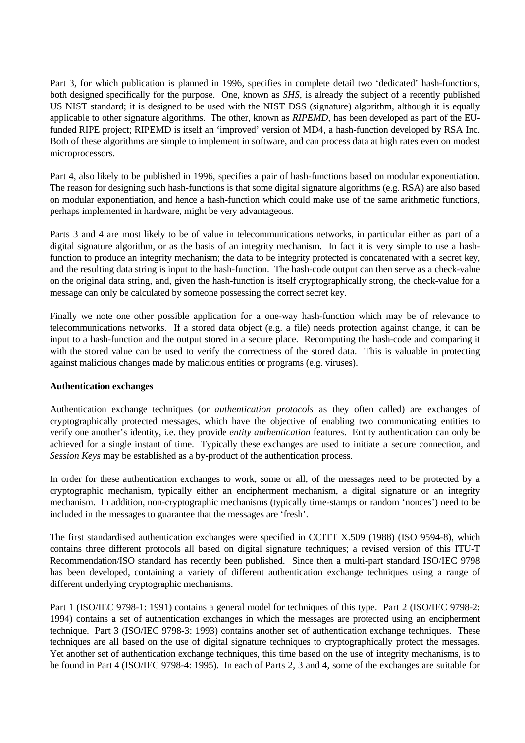Part 3, for which publication is planned in 1996, specifies in complete detail two 'dedicated' hash-functions, both designed specifically for the purpose. One, known as *SHS*, is already the subject of a recently published US NIST standard; it is designed to be used with the NIST DSS (signature) algorithm, although it is equally applicable to other signature algorithms. The other, known as *RIPEMD*, has been developed as part of the EU-funded RIPE project; RIPEMD is itself an 'improved' version of MD4, a hash-function developed by RSA Inc. Both of these algorithms are simple to implement in software, and can process data at high rates even on modest microprocessors.

Part 4, also likely to be published in 1996, specifies a pair of hash-functions based on modular exponentiation. The reason for designing such hash-functions is that some digital signature algorithms (e.g. RSA) are also based on modular exponentiation, and hence a hash-function which could make use of the same arithmetic functions, perhaps implemented in hardware, might be very advantageous.

Parts 3 and 4 are most likely to be of value in telecommunications networks, in particular either as part of a digital signature algorithm, or as the basis of an integrity mechanism. In fact it is very simple to use a hash-function to produce an integrity mechanism; the data to be integrity protected is concatenated with a secret key, and the resulting data string is input to the hash-function. The hash-code output can then serve as a check-value on the original data string, and, given the hash-function is itself cryptographically strong, the check-value for a message can only be calculated by someone possessing the correct secret key.

Finally we note one other possible application for a one-way hash-function which may be of relevance to telecommunications networks. If a stored data object (e.g. a file) needs protection against change, it can be input to a hash-function and the output stored in a secure place. Recomputing the hash-code and comparing it with the stored value can be used to verify the correctness of the stored data. This is valuable in protecting against malicious changes made by malicious entities or programs (e.g. viruses).

**Authentication exchanges**

Authentication exchange techniques (or *authentication protocols* as they often called) are exchanges of cryptographically protected messages, which have the objective of enabling two communicating entities to verify one another's identity, i.e. they provide *entity authentication* features. Entity authentication can only be achieved for a single instant of time. Typically these exchanges are used to initiate a secure connection, and *Session Keys* may be established as a by-product of the authentication process.

In order for these authentication exchanges to work, some or all, of the messages need to be protected by a cryptographic mechanism, typically either an encipherment mechanism, a digital signature or an integrity mechanism. In addition, non-cryptographic mechanisms (typically time-stamps or random 'nonces') need to be included in the messages to guarantee that the messages are 'fresh'.

The first standardised authentication exchanges were specified in CCITT X.509 (1988) (ISO 9594-8), which contains three different protocols all based on digital signature techniques; a revised version of this ITU-T Recommendation/ISO standard has recently been published. Since then a multi-part standard ISO/IEC 9798 has been developed, containing a variety of different authentication exchange techniques using a range of different underlying cryptographic mechanisms.

Part 1 (ISO/IEC 9798-1: 1991) contains a general model for techniques of this type. Part 2 (ISO/IEC 9798-2: 1994) contains a set of authentication exchanges in which the messages are protected using an encipherment technique. Part 3 (ISO/IEC 9798-3: 1993) contains another set of authentication exchange techniques. These techniques are all based on the use of digital signature techniques to cryptographically protect the messages. Yet another set of authentication exchange techniques, this time based on the use of integrity mechanisms, is to be found in Part 4 (ISO/IEC 9798-4: 1995). In each of Parts 2, 3 and 4, some of the exchanges are suitable for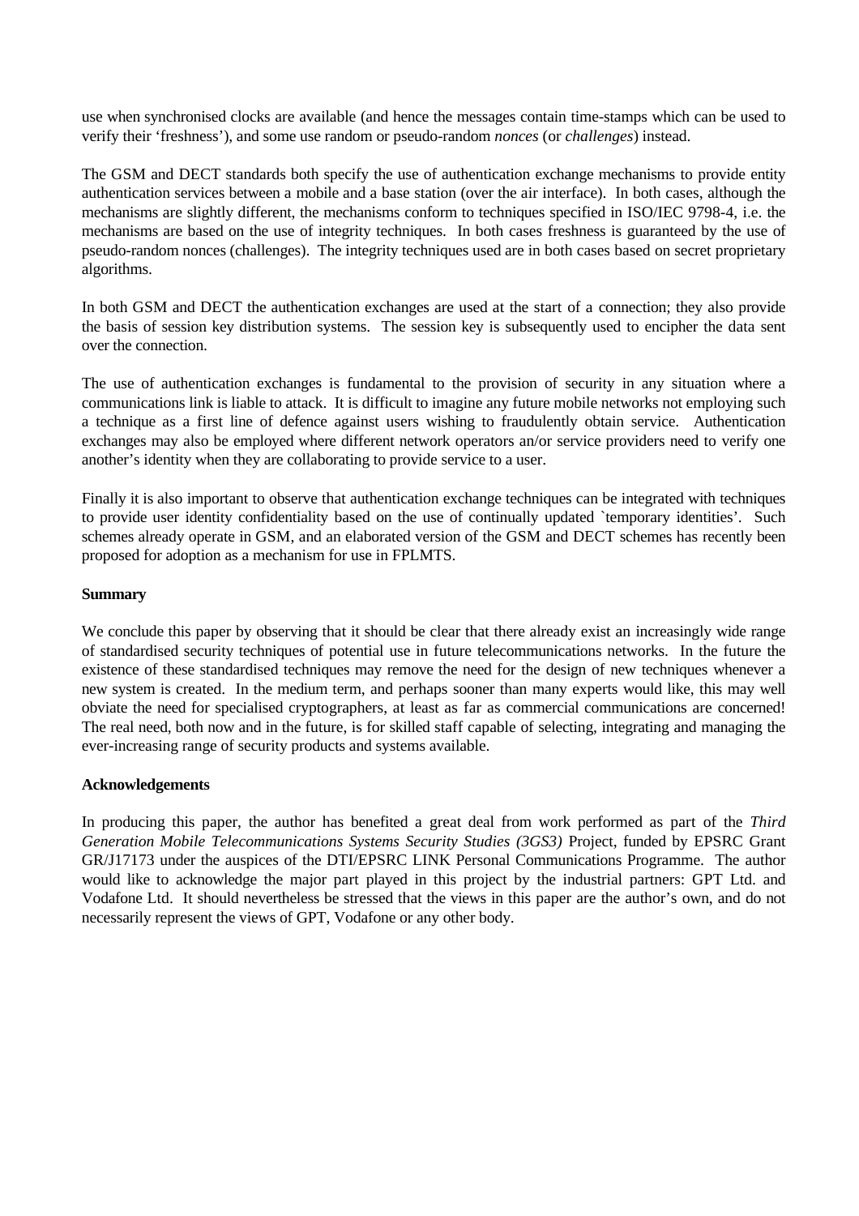use when synchronised clocks are available (and hence the messages contain time-stamps which can be used to verify their 'freshness'), and some use random or pseudo-random *nonces* (or *challenges*) instead.

The GSM and DECT standards both specify the use of authentication exchange mechanisms to provide entity authentication services between a mobile and a base station (over the air interface). In both cases, although the mechanisms are slightly different, the mechanisms conform to techniques specified in ISO/IEC 9798-4, i.e. the mechanisms are based on the use of integrity techniques. In both cases freshness is guaranteed by the use of pseudo-random nonces (challenges). The integrity techniques used are in both cases based on secret proprietary algorithms.

In both GSM and DECT the authentication exchanges are used at the start of a connection; they also provide the basis of session key distribution systems. The session key is subsequently used to encipher the data sent over the connection.

The use of authentication exchanges is fundamental to the provision of security in any situation where a communications link is liable to attack. It is difficult to imagine any future mobile networks not employing such a technique as a first line of defence against users wishing to fraudulently obtain service. Authentication exchanges may also be employed where different network operators an/or service providers need to verify one another's identity when they are collaborating to provide service to a user.

Finally it is also important to observe that authentication exchange techniques can be integrated with techniques to provide user identity confidentiality based on the use of continually updated `temporary identities'. Such schemes already operate in GSM, and an elaborated version of the GSM and DECT schemes has recently been proposed for adoption as a mechanism for use in FPLMTS.

**Summary**

We conclude this paper by observing that it should be clear that there already exist an increasingly wide range of standardised security techniques of potential use in future telecommunications networks. In the future the existence of these standardised techniques may remove the need for the design of new techniques whenever a new system is created. In the medium term, and perhaps sooner than many experts would like, this may well obviate the need for specialised cryptographers, at least as far as commercial communications are concerned! The real need, both now and in the future, is for skilled staff capable of selecting, integrating and managing the ever-increasing range of security products and systems available.

**Acknowledgements**

In producing this paper, the author has benefited a great deal from work performed as part of the *Third Generation Mobile Telecommunications Systems Security Studies (3GS3)* Project, funded by EPSRC Grant GR/J17173 under the auspices of the DTI/EPSRC LINK Personal Communications Programme. The author would like to acknowledge the major part played in this project by the industrial partners: GPT Ltd. and Vodafone Ltd. It should nevertheless be stressed that the views in this paper are the author's own, and do not necessarily represent the views of GPT, Vodafone or any other body.